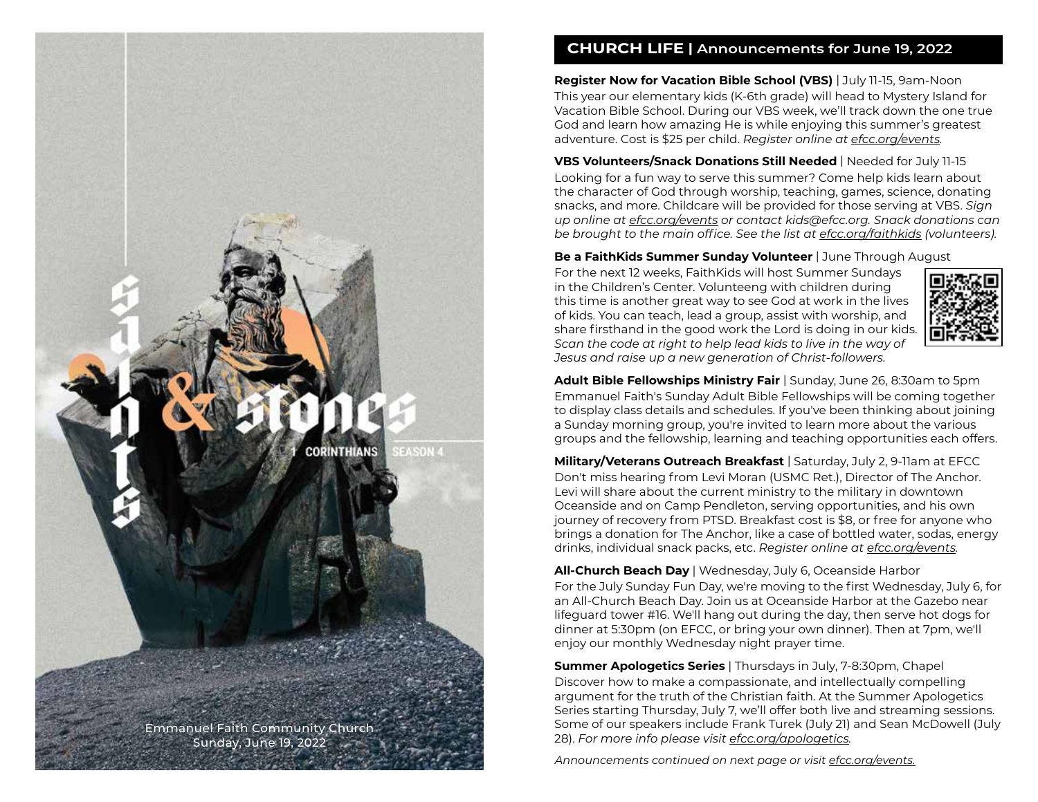# saints & stones

1 CORINTHIANS SEASON 4

Emmanuel Faith Community Church
Sunday, June 19, 2022

## CHURCH LIFE | Announcements for June 19, 2022

**Register Now for Vacation Bible School (VBS)** | July 11-15, 9am-Noon
This year our elementary kids (K-6th grade) will head to Mystery Island for Vacation Bible School. During our VBS week, we'll track down the one true God and learn how amazing He is while enjoying this summer's greatest adventure. Cost is $25 per child. *Register online at efcc.org/events.*

**VBS Volunteers/Snack Donations Still Needed** | Needed for July 11-15
Looking for a fun way to serve this summer? Come help kids learn about the character of God through worship, teaching, games, science, donating snacks, and more. Childcare will be provided for those serving at VBS. *Sign up online at efcc.org/events or contact kids@efcc.org. Snack donations can be brought to the main office. See the list at efcc.org/faithkids (volunteers).*

**Be a FaithKids Summer Sunday Volunteer** | June Through August
For the next 12 weeks, FaithKids will host Summer Sundays in the Children's Center. Volunteeng with children during this time is another great way to see God at work in the lives of kids. You can teach, lead a group, assist with worship, and share firsthand in the good work the Lord is doing in our kids. *Scan the code at right to help lead kids to live in the way of Jesus and raise up a new generation of Christ-followers.*

**Adult Bible Fellowships Ministry Fair** | Sunday, June 26, 8:30am to 5pm
Emmanuel Faith's Sunday Adult Bible Fellowships will be coming together to display class details and schedules. If you've been thinking about joining a Sunday morning group, you're invited to learn more about the various groups and the fellowship, learning and teaching opportunities each offers.

**Military/Veterans Outreach Breakfast** | Saturday, July 2, 9-11am at EFCC
Don't miss hearing from Levi Moran (USMC Ret.), Director of The Anchor. Levi will share about the current ministry to the military in downtown Oceanside and on Camp Pendleton, serving opportunities, and his own journey of recovery from PTSD. Breakfast cost is $8, or free for anyone who brings a donation for The Anchor, like a case of bottled water, sodas, energy drinks, individual snack packs, etc. *Register online at efcc.org/events.*

**All-Church Beach Day** | Wednesday, July 6, Oceanside Harbor
For the July Sunday Fun Day, we're moving to the first Wednesday, July 6, for an All-Church Beach Day. Join us at Oceanside Harbor at the Gazebo near lifeguard tower #16. We'll hang out during the day, then serve hot dogs for dinner at 5:30pm (on EFCC, or bring your own dinner). Then at 7pm, we'll enjoy our monthly Wednesday night prayer time.

**Summer Apologetics Series** | Thursdays in July, 7-8:30pm, Chapel
Discover how to make a compassionate, and intellectually compelling argument for the truth of the Christian faith. At the Summer Apologetics Series starting Thursday, July 7, we'll offer both live and streaming sessions. Some of our speakers include Frank Turek (July 21) and Sean McDowell (July 28). *For more info please visit efcc.org/apologetics.*

*Announcements continued on next page or visit efcc.org/events.*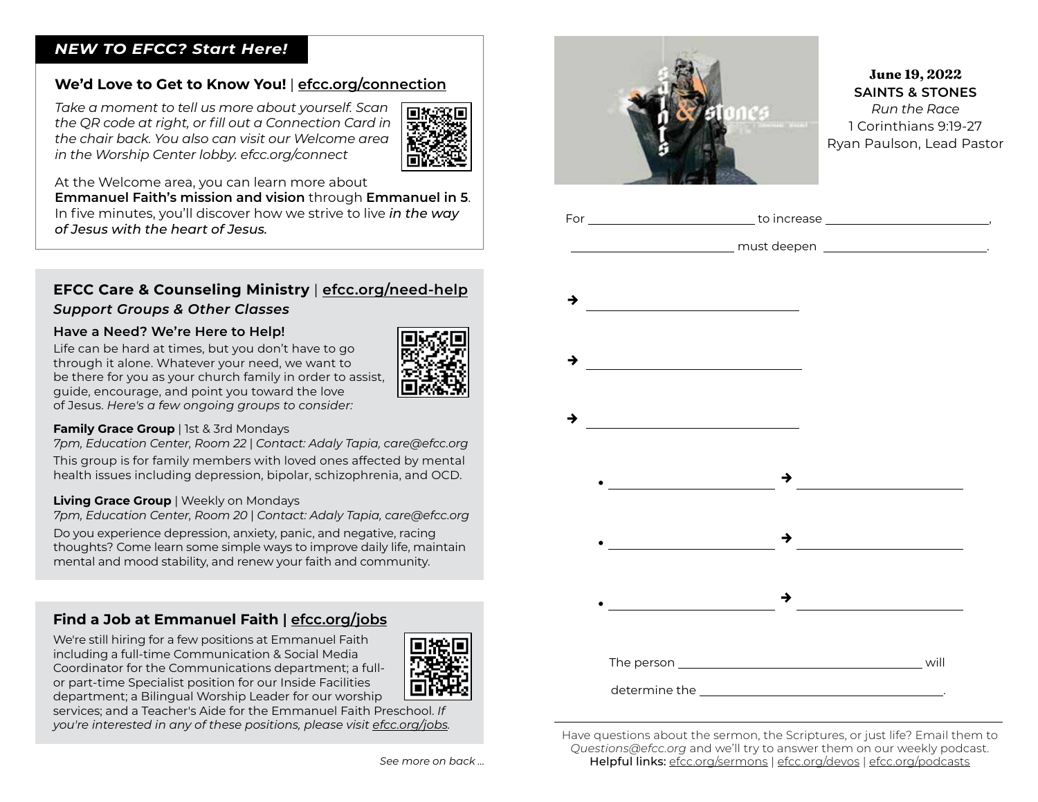## *NEW TO EFCC? Start Here!*

### We'd Love to Get to Know You! | efcc.org/connection

*Take a moment to tell us more about yourself. Scan the QR code at right, or fill out a Connection Card in the chair back. You also can visit our Welcome area in the Worship Center lobby. efcc.org/connect*

At the Welcome area, you can learn more about **Emmanuel Faith's mission and vision** through **Emmanuel in 5**. In five minutes, you'll discover how we strive to live ***in the way of Jesus with the heart of Jesus.***

## EFCC Care & Counseling Ministry | efcc.org/need-help

### *Support Groups & Other Classes*

**Have a Need? We're Here to Help!**

Life can be hard at times, but you don't have to go through it alone. Whatever your need, we want to be there for you as your church family in order to assist, guide, encourage, and point you toward the love of Jesus. *Here's a few ongoing groups to consider:*

**Family Grace Group** | 1st & 3rd Mondays
*7pm, Education Center, Room 22 | Contact: Adaly Tapia, care@efcc.org*
This group is for family members with loved ones affected by mental health issues including depression, bipolar, schizophrenia, and OCD.

**Living Grace Group** | Weekly on Mondays
*7pm, Education Center, Room 20 | Contact: Adaly Tapia, care@efcc.org*
Do you experience depression, anxiety, panic, and negative, racing thoughts? Come learn some simple ways to improve daily life, maintain mental and mood stability, and renew your faith and community.

## Find a Job at Emmanuel Faith | efcc.org/jobs

We're still hiring for a few positions at Emmanuel Faith including a full-time Communication & Social Media Coordinator for the Communications department; a full- or part-time Specialist position for our Inside Facilities department; a Bilingual Worship Leader for our worship services; and a Teacher's Aide for the Emmanuel Faith Preschool. *If you're interested in any of these positions, please visit efcc.org/jobs.*

*See more on back ...*

**June 19, 2022**
**SAINTS & STONES**
*Run the Race*
1 Corinthians 9:19-27
Ryan Paulson, Lead Pastor

For ____________ to increase ____________,
____________ must deepen ____________.

➔ ____________

➔ ____________

➔ ____________

- ____________ ➔ ____________
- ____________ ➔ ____________
- ____________ ➔ ____________

The person ____________ will determine the ____________.

Have questions about the sermon, the Scriptures, or just life? Email them to *Questions@efcc.org* and we'll try to answer them on our weekly podcast.
Helpful links: efcc.org/sermons | efcc.org/devos | efcc.org/podcasts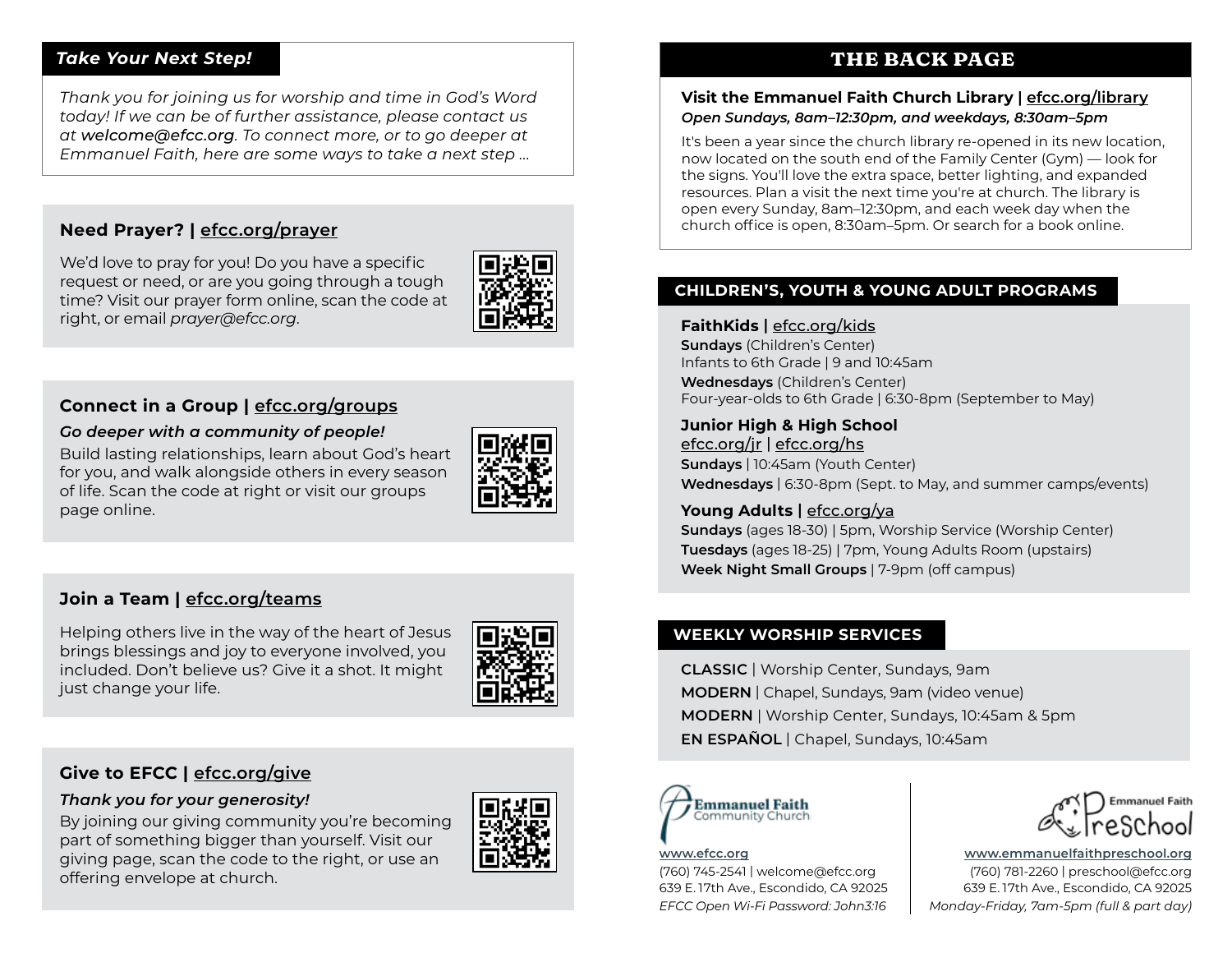## *Take Your Next Step!*

*Thank you for joining us for worship and time in God's Word today! If we can be of further assistance, please contact us at* ***welcome@efcc.org****. To connect more, or to go deeper at Emmanuel Faith, here are some ways to take a next step ...*

### Need Prayer? | efcc.org/prayer

We'd love to pray for you! Do you have a specific request or need, or are you going through a tough time? Visit our prayer form online, scan the code at right, or email *prayer@efcc.org*.

### Connect in a Group | efcc.org/groups

***Go deeper with a community of people!***

Build lasting relationships, learn about God's heart for you, and walk alongside others in every season of life. Scan the code at right or visit our groups page online.

### Join a Team | efcc.org/teams

Helping others live in the way of the heart of Jesus brings blessings and joy to everyone involved, you included. Don't believe us? Give it a shot. It might just change your life.

### Give to EFCC | efcc.org/give

***Thank you for your generosity!***

By joining our giving community you're becoming part of something bigger than yourself. Visit our giving page, scan the code to the right, or use an offering envelope at church.

## THE BACK PAGE

### Visit the Emmanuel Faith Church Library | efcc.org/library

***Open Sundays, 8am–12:30pm, and weekdays, 8:30am–5pm***

It's been a year since the church library re-opened in its new location, now located on the south end of the Family Center (Gym) — look for the signs. You'll love the extra space, better lighting, and expanded resources. Plan a visit the next time you're at church. The library is open every Sunday, 8am–12:30pm, and each week day when the church office is open, 8:30am–5pm. Or search for a book online.

## CHILDREN'S, YOUTH & YOUNG ADULT PROGRAMS

### FaithKids | efcc.org/kids

**Sundays** (Children's Center)
Infants to 6th Grade | 9 and 10:45am

**Wednesdays** (Children's Center)
Four-year-olds to 6th Grade | 6:30-8pm (September to May)

### Junior High & High School

efcc.org/jr | efcc.org/hs

**Sundays** | 10:45am (Youth Center)

**Wednesdays** | 6:30-8pm (Sept. to May, and summer camps/events)

### Young Adults | efcc.org/ya

**Sundays** (ages 18-30) | 5pm, Worship Service (Worship Center)

**Tuesdays** (ages 18-25) | 7pm, Young Adults Room (upstairs)

**Week Night Small Groups** | 7-9pm (off campus)

## WEEKLY WORSHIP SERVICES

**CLASSIC** | Worship Center, Sundays, 9am

**MODERN** | Chapel, Sundays, 9am (video venue)

**MODERN** | Worship Center, Sundays, 10:45am & 5pm

**EN ESPAÑOL** | Chapel, Sundays, 10:45am

Emmanuel Faith Community Church

www.efcc.org
(760) 745-2541 | welcome@efcc.org
639 E. 17th Ave., Escondido, CA 92025
*EFCC Open Wi-Fi Password: John3:16*

Emmanuel Faith Preschool

www.emmanuelfaithpreschool.org
(760) 781-2260 | preschool@efcc.org
639 E. 17th Ave., Escondido, CA 92025
*Monday-Friday, 7am-5pm (full & part day)*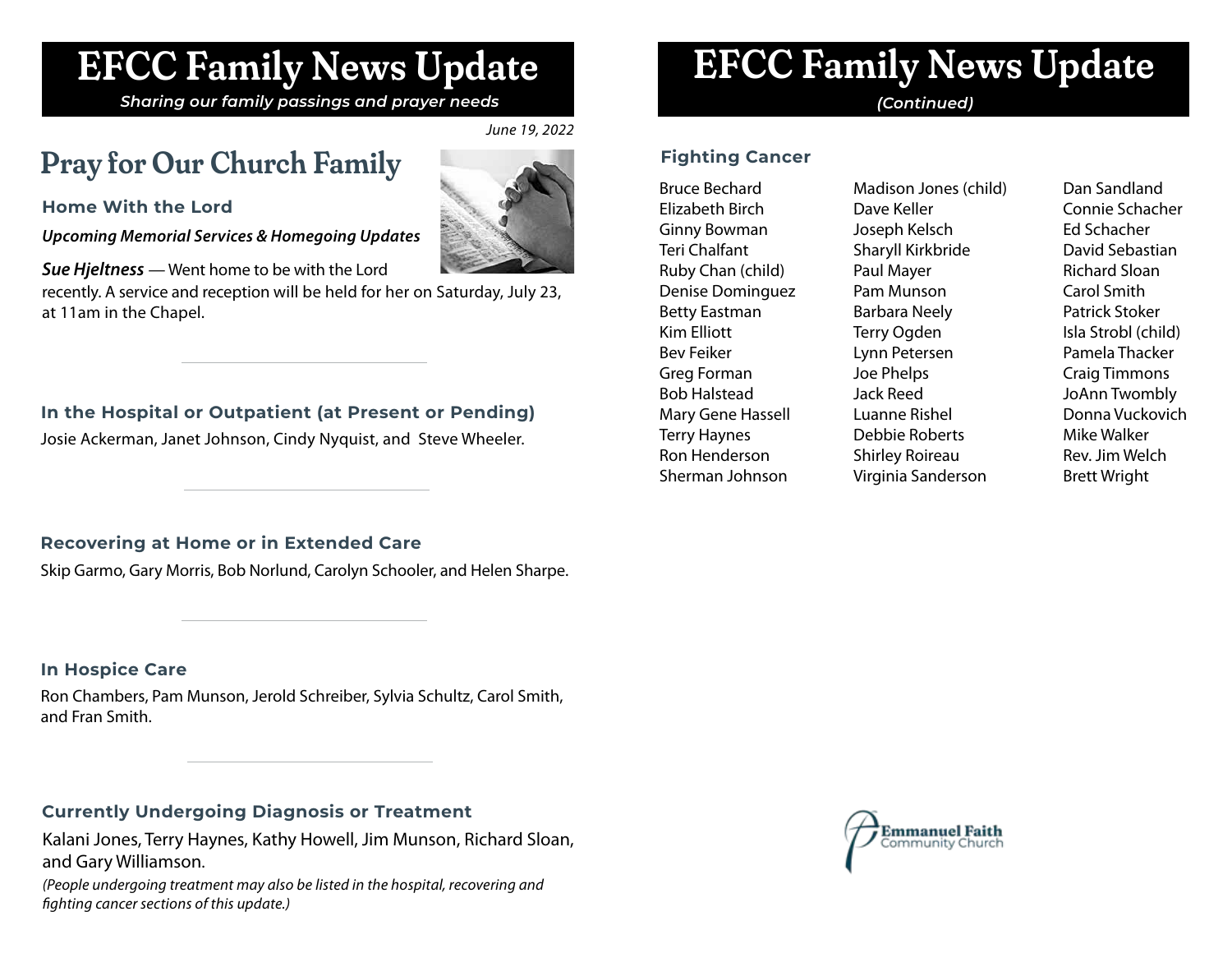# EFCC Family News Update

*Sharing our family passings and prayer needs*

*June 19, 2022*

## Pray for Our Church Family

### Home With the Lord

***Upcoming Memorial Services & Homegoing Updates***

***Sue Hjeltness*** — Went home to be with the Lord recently. A service and reception will be held for her on Saturday, July 23, at 11am in the Chapel.

---

### In the Hospital or Outpatient (at Present or Pending)

Josie Ackerman, Janet Johnson, Cindy Nyquist, and Steve Wheeler.

---

### Recovering at Home or in Extended Care

Skip Garmo, Gary Morris, Bob Norlund, Carolyn Schooler, and Helen Sharpe.

---

### In Hospice Care

Ron Chambers, Pam Munson, Jerold Schreiber, Sylvia Schultz, Carol Smith, and Fran Smith.

---

### Currently Undergoing Diagnosis or Treatment

Kalani Jones, Terry Haynes, Kathy Howell, Jim Munson, Richard Sloan, and Gary Williamson.

*(People undergoing treatment may also be listed in the hospital, recovering and fighting cancer sections of this update.)*

# EFCC Family News Update

*(Continued)*

### Fighting Cancer

Bruce Bechard
Elizabeth Birch
Ginny Bowman
Teri Chalfant
Ruby Chan (child)
Denise Dominguez
Betty Eastman
Kim Elliott
Bev Feiker
Greg Forman
Bob Halstead
Mary Gene Hassell
Terry Haynes
Ron Henderson
Sherman Johnson
Madison Jones (child)
Dave Keller
Joseph Kelsch
Sharyll Kirkbride
Paul Mayer
Pam Munson
Barbara Neely
Terry Ogden
Lynn Petersen
Joe Phelps
Jack Reed
Luanne Rishel
Debbie Roberts
Shirley Roireau
Virginia Sanderson
Dan Sandland
Connie Schacher
Ed Schacher
David Sebastian
Richard Sloan
Carol Smith
Patrick Stoker
Isla Strobl (child)
Pamela Thacker
Craig Timmons
JoAnn Twombly
Donna Vuckovich
Mike Walker
Rev. Jim Welch
Brett Wright

Emmanuel Faith Community Church